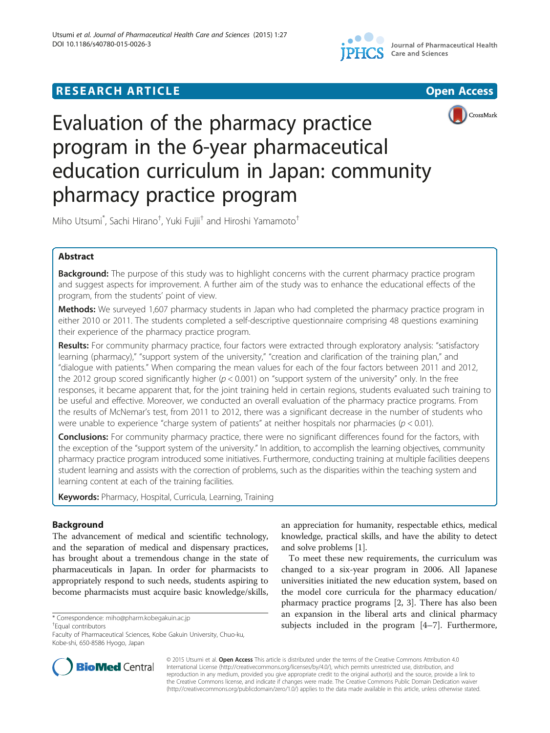RESEARCH ARTICLE

Open Access

# Evaluation of the pharmacy practice program in the 6-year pharmaceutical education curriculum in Japan: community pharmacy practice program

Miho Utsumi*, Sachi Hirano†, Yuki Fujii† and Hiroshi Yamamoto†

## Abstract

**Background:** The purpose of this study was to highlight concerns with the current pharmacy practice program and suggest aspects for improvement. A further aim of the study was to enhance the educational effects of the program, from the students' point of view.

**Methods:** We surveyed 1,607 pharmacy students in Japan who had completed the pharmacy practice program in either 2010 or 2011. The students completed a self-descriptive questionnaire comprising 48 questions examining their experience of the pharmacy practice program.

**Results:** For community pharmacy practice, four factors were extracted through exploratory analysis: "satisfactory learning (pharmacy)," "support system of the university," "creation and clarification of the training plan," and "dialogue with patients." When comparing the mean values for each of the four factors between 2011 and 2012, the 2012 group scored significantly higher ($p < 0.001$) on "support system of the university" only. In the free responses, it became apparent that, for the joint training held in certain regions, students evaluated such training to be useful and effective. Moreover, we conducted an overall evaluation of the pharmacy practice programs. From the results of McNemar's test, from 2011 to 2012, there was a significant decrease in the number of students who were unable to experience "charge system of patients" at neither hospitals nor pharmacies ($p < 0.01$).

**Conclusions:** For community pharmacy practice, there were no significant differences found for the factors, with the exception of the "support system of the university." In addition, to accomplish the learning objectives, community pharmacy practice program introduced some initiatives. Furthermore, conducting training at multiple facilities deepens student learning and assists with the correction of problems, such as the disparities within the teaching system and learning content at each of the training facilities.

**Keywords:** Pharmacy, Hospital, Curricula, Learning, Training

## Background

The advancement of medical and scientific technology, and the separation of medical and dispensary practices, has brought about a tremendous change in the state of pharmaceuticals in Japan. In order for pharmacists to appropriately respond to such needs, students aspiring to become pharmacists must acquire basic knowledge/skills, an appreciation for humanity, respectable ethics, medical knowledge, practical skills, and have the ability to detect and solve problems [1].

To meet these new requirements, the curriculum was changed to a six-year program in 2006. All Japanese universities initiated the new education system, based on the model core curricula for the pharmacy education/pharmacy practice programs [2, 3]. There has also been an expansion in the liberal arts and clinical pharmacy subjects included in the program [4–7]. Furthermore,

* Correspondence: miho@pharm.kobegakuin.ac.jp
†Equal contributors
Faculty of Pharmaceutical Sciences, Kobe Gakuin University, Chuo-ku, Kobe-shi, 650-8586 Hyogo, Japan

© 2015 Utsumi et al. **Open Access** This article is distributed under the terms of the Creative Commons Attribution 4.0 International License (http://creativecommons.org/licenses/by/4.0/), which permits unrestricted use, distribution, and reproduction in any medium, provided you give appropriate credit to the original author(s) and the source, provide a link to the Creative Commons license, and indicate if changes were made. The Creative Commons Public Domain Dedication waiver (http://creativecommons.org/publicdomain/zero/1.0/) applies to the data made available in this article, unless otherwise stated.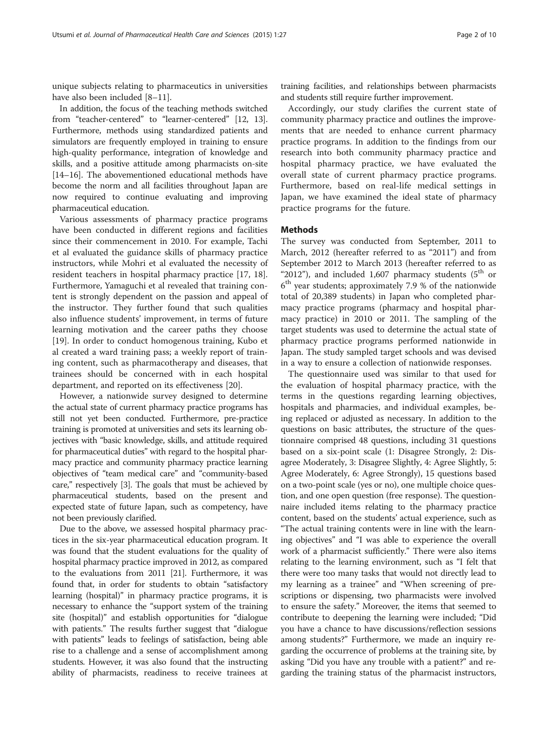unique subjects relating to pharmaceutics in universities have also been included [8–11].

In addition, the focus of the teaching methods switched from "teacher-centered" to "learner-centered" [12, 13]. Furthermore, methods using standardized patients and simulators are frequently employed in training to ensure high-quality performance, integration of knowledge and skills, and a positive attitude among pharmacists on-site [14–16]. The abovementioned educational methods have become the norm and all facilities throughout Japan are now required to continue evaluating and improving pharmaceutical education.

Various assessments of pharmacy practice programs have been conducted in different regions and facilities since their commencement in 2010. For example, Tachi et al evaluated the guidance skills of pharmacy practice instructors, while Mohri et al evaluated the necessity of resident teachers in hospital pharmacy practice [17, 18]. Furthermore, Yamaguchi et al revealed that training content is strongly dependent on the passion and appeal of the instructor. They further found that such qualities also influence students' improvement, in terms of future learning motivation and the career paths they choose [19]. In order to conduct homogenous training, Kubo et al created a ward training pass; a weekly report of training content, such as pharmacotherapy and diseases, that trainees should be concerned with in each hospital department, and reported on its effectiveness [20].

However, a nationwide survey designed to determine the actual state of current pharmacy practice programs has still not yet been conducted. Furthermore, pre-practice training is promoted at universities and sets its learning objectives with "basic knowledge, skills, and attitude required for pharmaceutical duties" with regard to the hospital pharmacy practice and community pharmacy practice learning objectives of "team medical care" and "community-based care," respectively [3]. The goals that must be achieved by pharmaceutical students, based on the present and expected state of future Japan, such as competency, have not been previously clarified.

Due to the above, we assessed hospital pharmacy practices in the six-year pharmaceutical education program. It was found that the student evaluations for the quality of hospital pharmacy practice improved in 2012, as compared to the evaluations from 2011 [21]. Furthermore, it was found that, in order for students to obtain "satisfactory learning (hospital)" in pharmacy practice programs, it is necessary to enhance the "support system of the training site (hospital)" and establish opportunities for "dialogue with patients." The results further suggest that "dialogue with patients" leads to feelings of satisfaction, being able rise to a challenge and a sense of accomplishment among students. However, it was also found that the instructing ability of pharmacists, readiness to receive trainees at training facilities, and relationships between pharmacists and students still require further improvement.

Accordingly, our study clarifies the current state of community pharmacy practice and outlines the improvements that are needed to enhance current pharmacy practice programs. In addition to the findings from our research into both community pharmacy practice and hospital pharmacy practice, we have evaluated the overall state of current pharmacy practice programs. Furthermore, based on real-life medical settings in Japan, we have examined the ideal state of pharmacy practice programs for the future.

## Methods

The survey was conducted from September, 2011 to March, 2012 (hereafter referred to as "2011") and from September 2012 to March 2013 (hereafter referred to as "2012"), and included 1,607 pharmacy students (5th or 6th year students; approximately 7.9 % of the nationwide total of 20,389 students) in Japan who completed pharmacy practice programs (pharmacy and hospital pharmacy practice) in 2010 or 2011. The sampling of the target students was used to determine the actual state of pharmacy practice programs performed nationwide in Japan. The study sampled target schools and was devised in a way to ensure a collection of nationwide responses.

The questionnaire used was similar to that used for the evaluation of hospital pharmacy practice, with the terms in the questions regarding learning objectives, hospitals and pharmacies, and individual examples, being replaced or adjusted as necessary. In addition to the questions on basic attributes, the structure of the questionnaire comprised 48 questions, including 31 questions based on a six-point scale (1: Disagree Strongly, 2: Disagree Moderately, 3: Disagree Slightly, 4: Agree Slightly, 5: Agree Moderately, 6: Agree Strongly), 15 questions based on a two-point scale (yes or no), one multiple choice question, and one open question (free response). The questionnaire included items relating to the pharmacy practice content, based on the students' actual experience, such as "The actual training contents were in line with the learning objectives" and "I was able to experience the overall work of a pharmacist sufficiently." There were also items relating to the learning environment, such as "I felt that there were too many tasks that would not directly lead to my learning as a trainee" and "When screening of prescriptions or dispensing, two pharmacists were involved to ensure the safety." Moreover, the items that seemed to contribute to deepening the learning were included; "Did you have a chance to have discussions/reflection sessions among students?" Furthermore, we made an inquiry regarding the occurrence of problems at the training site, by asking "Did you have any trouble with a patient?" and regarding the training status of the pharmacist instructors,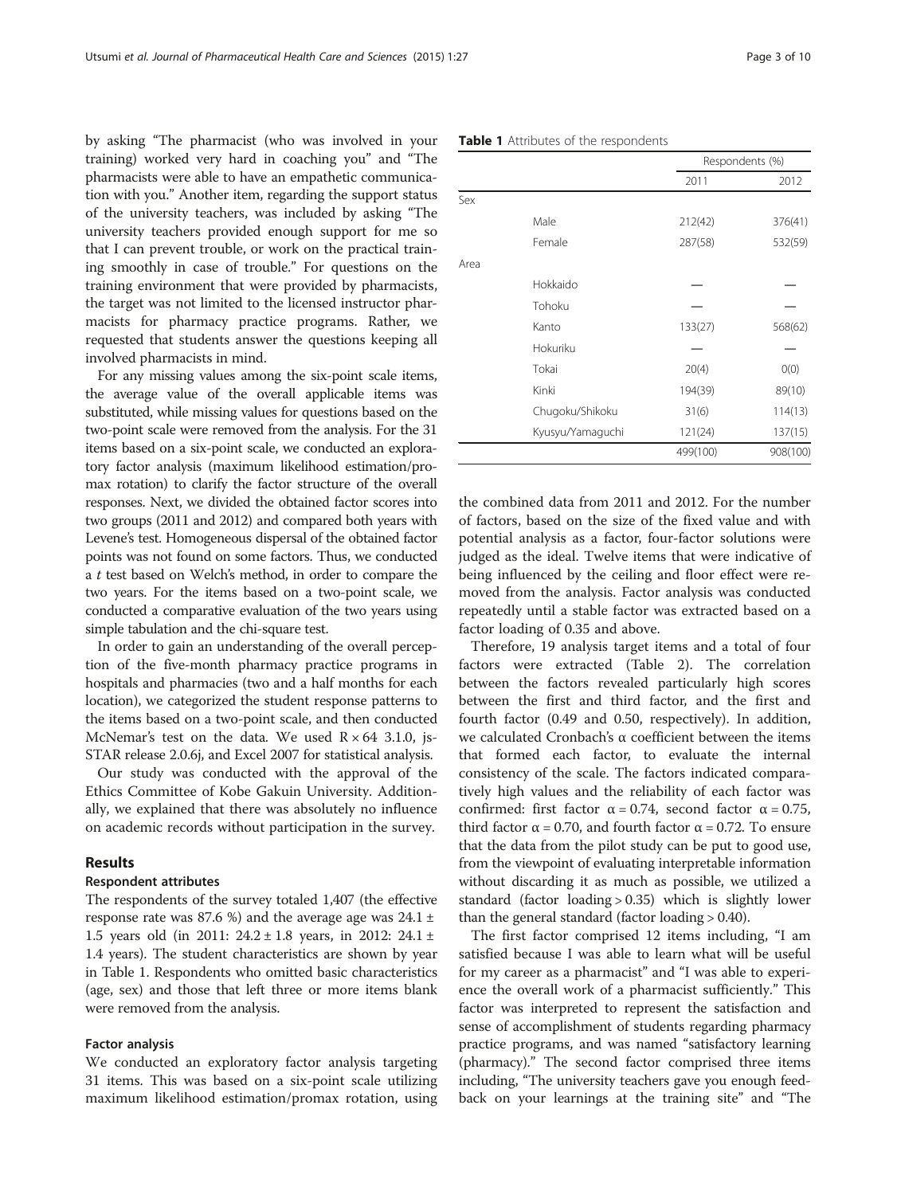by asking "The pharmacist (who was involved in your training) worked very hard in coaching you" and "The pharmacists were able to have an empathetic communication with you." Another item, regarding the support status of the university teachers, was included by asking "The university teachers provided enough support for me so that I can prevent trouble, or work on the practical training smoothly in case of trouble." For questions on the training environment that were provided by pharmacists, the target was not limited to the licensed instructor pharmacists for pharmacy practice programs. Rather, we requested that students answer the questions keeping all involved pharmacists in mind.

For any missing values among the six-point scale items, the average value of the overall applicable items was substituted, while missing values for questions based on the two-point scale were removed from the analysis. For the 31 items based on a six-point scale, we conducted an exploratory factor analysis (maximum likelihood estimation/promax rotation) to clarify the factor structure of the overall responses. Next, we divided the obtained factor scores into two groups (2011 and 2012) and compared both years with Levene's test. Homogeneous dispersal of the obtained factor points was not found on some factors. Thus, we conducted a *t* test based on Welch's method, in order to compare the two years. For the items based on a two-point scale, we conducted a comparative evaluation of the two years using simple tabulation and the chi-square test.

In order to gain an understanding of the overall perception of the five-month pharmacy practice programs in hospitals and pharmacies (two and a half months for each location), we categorized the student response patterns to the items based on a two-point scale, and then conducted McNemar's test on the data. We used R × 64 3.1.0, js-STAR release 2.0.6j, and Excel 2007 for statistical analysis.

Our study was conducted with the approval of the Ethics Committee of Kobe Gakuin University. Additionally, we explained that there was absolutely no influence on academic records without participation in the survey.

## Results

### Respondent attributes

The respondents of the survey totaled 1,407 (the effective response rate was 87.6 %) and the average age was 24.1 ± 1.5 years old (in 2011: 24.2 ± 1.8 years, in 2012: 24.1 ± 1.4 years). The student characteristics are shown by year in Table 1. Respondents who omitted basic characteristics (age, sex) and those that left three or more items blank were removed from the analysis.

**Table 1** Attributes of the respondents

| | | Respondents (%) | |
|---|---|---|---|
| | | 2011 | 2012 |
| Sex | | | |
| | Male | 212(42) | 376(41) |
| | Female | 287(58) | 532(59) |
| Area | | | |
| | Hokkaido | — | — |
| | Tohoku | — | — |
| | Kanto | 133(27) | 568(62) |
| | Hokuriku | — | — |
| | Tokai | 20(4) | 0(0) |
| | Kinki | 194(39) | 89(10) |
| | Chugoku/Shikoku | 31(6) | 114(13) |
| | Kyusyu/Yamaguchi | 121(24) | 137(15) |
| | | 499(100) | 908(100) |

### Factor analysis

We conducted an exploratory factor analysis targeting 31 items. This was based on a six-point scale utilizing maximum likelihood estimation/promax rotation, using the combined data from 2011 and 2012. For the number of factors, based on the size of the fixed value and with potential analysis as a factor, four-factor solutions were judged as the ideal. Twelve items that were indicative of being influenced by the ceiling and floor effect were removed from the analysis. Factor analysis was conducted repeatedly until a stable factor was extracted based on a factor loading of 0.35 and above.

Therefore, 19 analysis target items and a total of four factors were extracted (Table 2). The correlation between the factors revealed particularly high scores between the first and third factor, and the first and fourth factor (0.49 and 0.50, respectively). In addition, we calculated Cronbach's α coefficient between the items that formed each factor, to evaluate the internal consistency of the scale. The factors indicated comparatively high values and the reliability of each factor was confirmed: first factor α = 0.74, second factor α = 0.75, third factor α = 0.70, and fourth factor α = 0.72. To ensure that the data from the pilot study can be put to good use, from the viewpoint of evaluating interpretable information without discarding it as much as possible, we utilized a standard (factor loading > 0.35) which is slightly lower than the general standard (factor loading > 0.40).

The first factor comprised 12 items including, "I am satisfied because I was able to learn what will be useful for my career as a pharmacist" and "I was able to experience the overall work of a pharmacist sufficiently." This factor was interpreted to represent the satisfaction and sense of accomplishment of students regarding pharmacy practice programs, and was named "satisfactory learning (pharmacy)." The second factor comprised three items including, "The university teachers gave you enough feedback on your learnings at the training site" and "The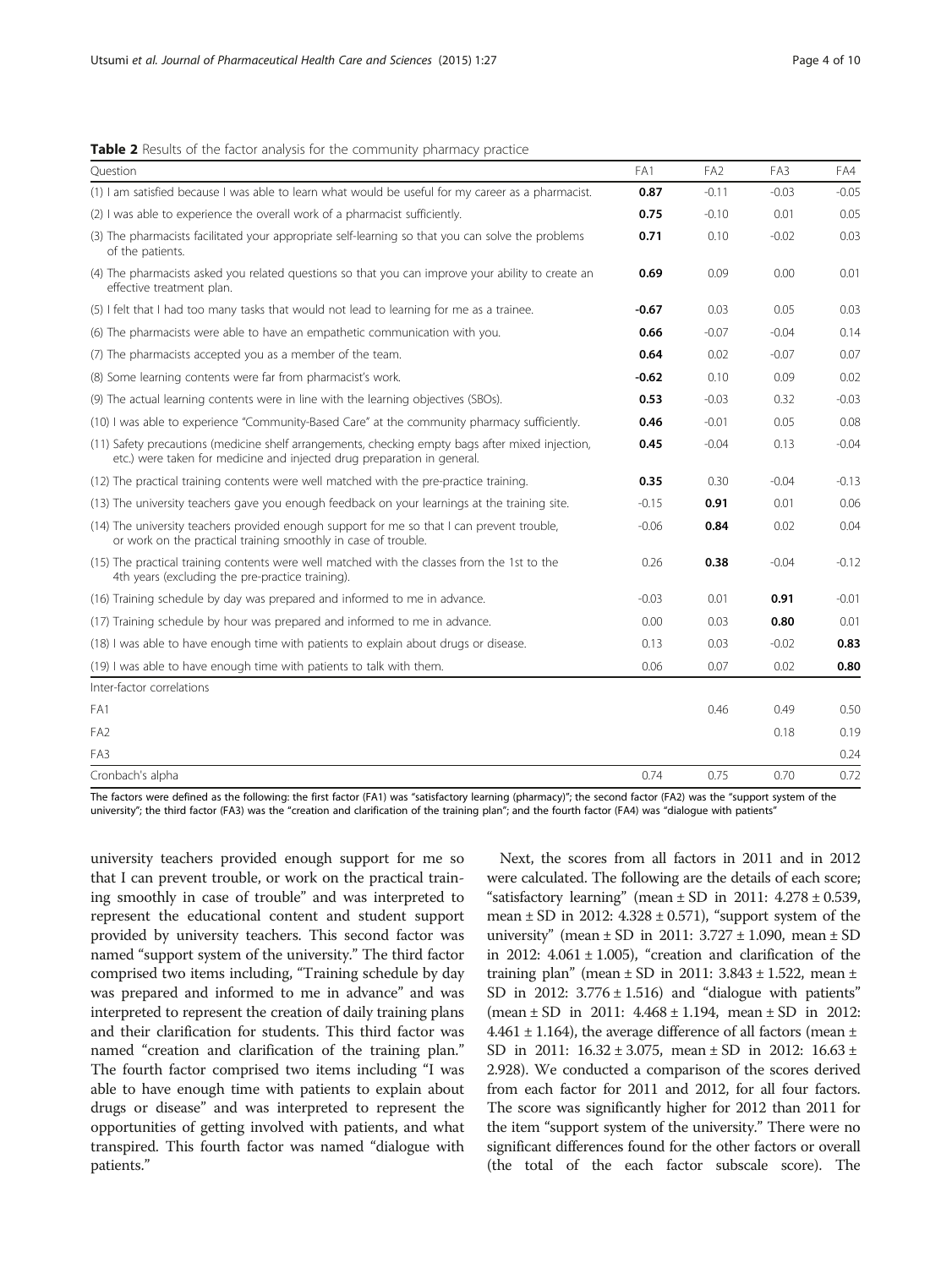**Table 2** Results of the factor analysis for the community pharmacy practice

| Question | FA1 | FA2 | FA3 | FA4 |
|---|---|---|---|---|
| (1) I am satisfied because I was able to learn what would be useful for my career as a pharmacist. | **0.87** | -0.11 | -0.03 | -0.05 |
| (2) I was able to experience the overall work of a pharmacist sufficiently. | **0.75** | -0.10 | 0.01 | 0.05 |
| (3) The pharmacists facilitated your appropriate self-learning so that you can solve the problems of the patients. | **0.71** | 0.10 | -0.02 | 0.03 |
| (4) The pharmacists asked you related questions so that you can improve your ability to create an effective treatment plan. | **0.69** | 0.09 | 0.00 | 0.01 |
| (5) I felt that I had too many tasks that would not lead to learning for me as a trainee. | **-0.67** | 0.03 | 0.05 | 0.03 |
| (6) The pharmacists were able to have an empathetic communication with you. | **0.66** | -0.07 | -0.04 | 0.14 |
| (7) The pharmacists accepted you as a member of the team. | **0.64** | 0.02 | -0.07 | 0.07 |
| (8) Some learning contents were far from pharmacist's work. | **-0.62** | 0.10 | 0.09 | 0.02 |
| (9) The actual learning contents were in line with the learning objectives (SBOs). | **0.53** | -0.03 | 0.32 | -0.03 |
| (10) I was able to experience "Community-Based Care" at the community pharmacy sufficiently. | **0.46** | -0.01 | 0.05 | 0.08 |
| (11) Safety precautions (medicine shelf arrangements, checking empty bags after mixed injection, etc.) were taken for medicine and injected drug preparation in general. | **0.45** | -0.04 | 0.13 | -0.04 |
| (12) The practical training contents were well matched with the pre-practice training. | **0.35** | 0.30 | -0.04 | -0.13 |
| (13) The university teachers gave you enough feedback on your learnings at the training site. | -0.15 | **0.91** | 0.01 | 0.06 |
| (14) The university teachers provided enough support for me so that I can prevent trouble, or work on the practical training smoothly in case of trouble. | -0.06 | **0.84** | 0.02 | 0.04 |
| (15) The practical training contents were well matched with the classes from the 1st to the 4th years (excluding the pre-practice training). | 0.26 | **0.38** | -0.04 | -0.12 |
| (16) Training schedule by day was prepared and informed to me in advance. | -0.03 | 0.01 | **0.91** | -0.01 |
| (17) Training schedule by hour was prepared and informed to me in advance. | 0.00 | 0.03 | **0.80** | 0.01 |
| (18) I was able to have enough time with patients to explain about drugs or disease. | 0.13 | 0.03 | -0.02 | **0.83** |
| (19) I was able to have enough time with patients to talk with them. | 0.06 | 0.07 | 0.02 | **0.80** |
| Inter-factor correlations | | | | |
| FA1 | | 0.46 | 0.49 | 0.50 |
| FA2 | | | 0.18 | 0.19 |
| FA3 | | | | 0.24 |
| Cronbach's alpha | 0.74 | 0.75 | 0.70 | 0.72 |

The factors were defined as the following: the first factor (FA1) was "satisfactory learning (pharmacy)"; the second factor (FA2) was the "support system of the university"; the third factor (FA3) was the "creation and clarification of the training plan"; and the fourth factor (FA4) was "dialogue with patients"

university teachers provided enough support for me so that I can prevent trouble, or work on the practical training smoothly in case of trouble" and was interpreted to represent the educational content and student support provided by university teachers. This second factor was named "support system of the university." The third factor comprised two items including, "Training schedule by day was prepared and informed to me in advance" and was interpreted to represent the creation of daily training plans and their clarification for students. This third factor was named "creation and clarification of the training plan." The fourth factor comprised two items including "I was able to have enough time with patients to explain about drugs or disease" and was interpreted to represent the opportunities of getting involved with patients, and what transpired. This fourth factor was named "dialogue with patients."

Next, the scores from all factors in 2011 and in 2012 were calculated. The following are the details of each score; "satisfactory learning" (mean ± SD in 2011: 4.278 ± 0.539, mean ± SD in 2012: 4.328 ± 0.571), "support system of the university" (mean ± SD in 2011: 3.727 ± 1.090, mean ± SD in 2012: 4.061 ± 1.005), "creation and clarification of the training plan" (mean ± SD in 2011: 3.843 ± 1.522, mean ± SD in 2012: 3.776 ± 1.516) and "dialogue with patients" (mean ± SD in 2011: 4.468 ± 1.194, mean ± SD in 2012: 4.461 ± 1.164), the average difference of all factors (mean ± SD in 2011: 16.32 ± 3.075, mean ± SD in 2012: 16.63 ± 2.928). We conducted a comparison of the scores derived from each factor for 2011 and 2012, for all four factors. The score was significantly higher for 2012 than 2011 for the item "support system of the university." There were no significant differences found for the other factors or overall (the total of the each factor subscale score). The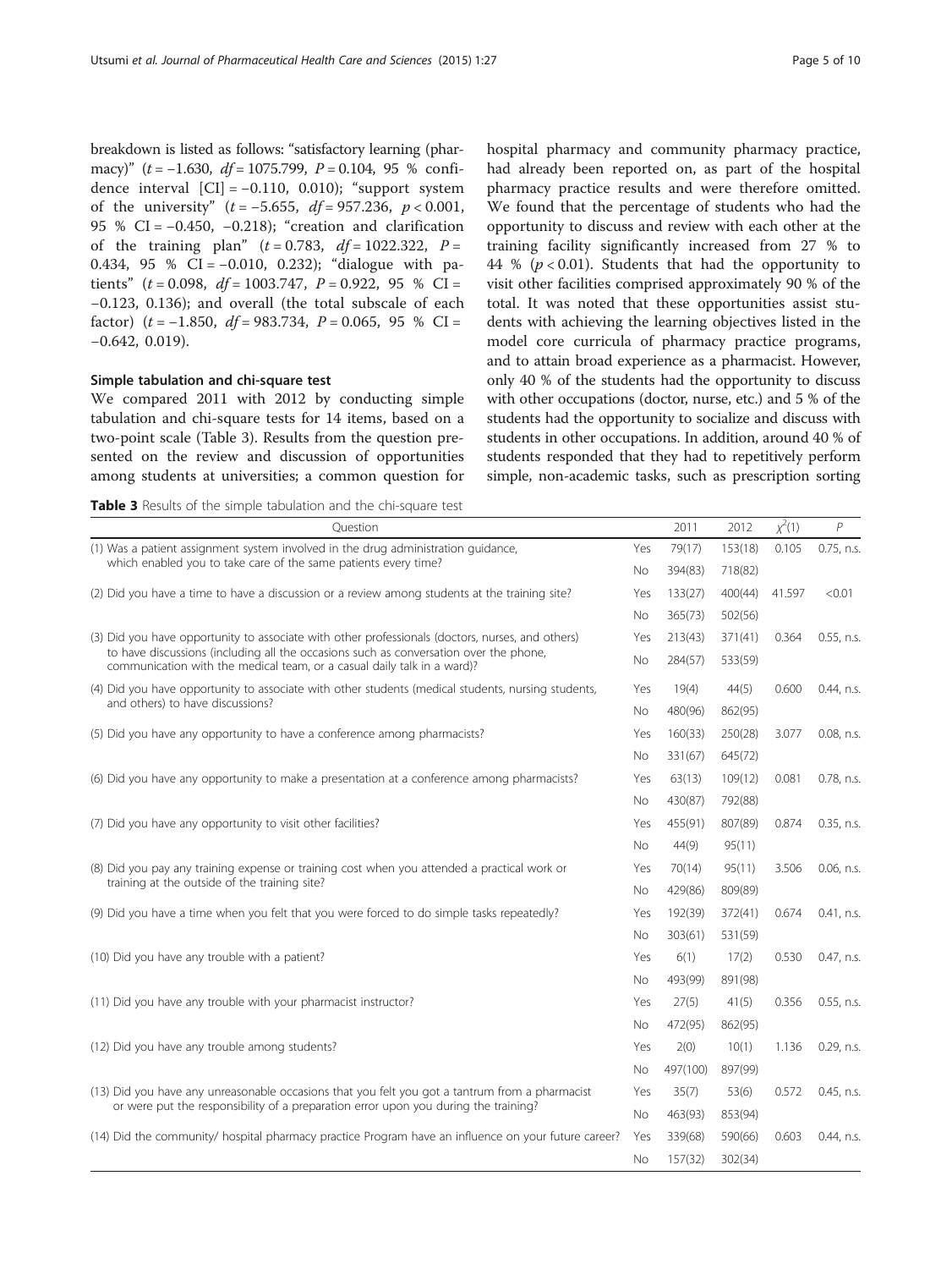breakdown is listed as follows: "satisfactory learning (pharmacy)" ($t = -1.630$, $df = 1075.799$, $P = 0.104$, 95 % confidence interval [CI] = −0.110, 0.010); "support system of the university" ($t = -5.655$, $df = 957.236$, $p < 0.001$, 95 % CI = −0.450, −0.218); "creation and clarification of the training plan" ($t = 0.783$, $df = 1022.322$, $P = 0.434$, 95 % CI = −0.010, 0.232); "dialogue with patients" ($t = 0.098$, $df = 1003.747$, $P = 0.922$, 95 % CI = −0.123, 0.136); and overall (the total subscale of each factor) ($t = -1.850$, $df = 983.734$, $P = 0.065$, 95 % CI = −0.642, 0.019).

### Simple tabulation and chi-square test

We compared 2011 with 2012 by conducting simple tabulation and chi-square tests for 14 items, based on a two-point scale (Table 3). Results from the question presented on the review and discussion of opportunities among students at universities; a common question for hospital pharmacy and community pharmacy practice, had already been reported on, as part of the hospital pharmacy practice results and were therefore omitted. We found that the percentage of students who had the opportunity to discuss and review with each other at the training facility significantly increased from 27 % to 44 % ($p < 0.01$). Students that had the opportunity to visit other facilities comprised approximately 90 % of the total. It was noted that these opportunities assist students with achieving the learning objectives listed in the model core curricula of pharmacy practice programs, and to attain broad experience as a pharmacist. However, only 40 % of the students had the opportunity to discuss with other occupations (doctor, nurse, etc.) and 5 % of the students had the opportunity to socialize and discuss with students in other occupations. In addition, around 40 % of students responded that they had to repetitively perform simple, non-academic tasks, such as prescription sorting

**Table 3** Results of the simple tabulation and the chi-square test

| Question | | 2011 | 2012 | $\chi^2(1)$ | $P$ |
|---|---|---|---|---|---|
| (1) Was a patient assignment system involved in the drug administration guidance, which enabled you to take care of the same patients every time? | Yes | 79(17) | 153(18) | 0.105 | 0.75, n.s. |
| | No | 394(83) | 718(82) | | |
| (2) Did you have a time to have a discussion or a review among students at the training site? | Yes | 133(27) | 400(44) | 41.597 | <0.01 |
| | No | 365(73) | 502(56) | | |
| (3) Did you have opportunity to associate with other professionals (doctors, nurses, and others) to have discussions (including all the occasions such as conversation over the phone, communication with the medical team, or a casual daily talk in a ward)? | Yes | 213(43) | 371(41) | 0.364 | 0.55, n.s. |
| | No | 284(57) | 533(59) | | |
| (4) Did you have opportunity to associate with other students (medical students, nursing students, and others) to have discussions? | Yes | 19(4) | 44(5) | 0.600 | 0.44, n.s. |
| | No | 480(96) | 862(95) | | |
| (5) Did you have any opportunity to have a conference among pharmacists? | Yes | 160(33) | 250(28) | 3.077 | 0.08, n.s. |
| | No | 331(67) | 645(72) | | |
| (6) Did you have any opportunity to make a presentation at a conference among pharmacists? | Yes | 63(13) | 109(12) | 0.081 | 0.78, n.s. |
| | No | 430(87) | 792(88) | | |
| (7) Did you have any opportunity to visit other facilities? | Yes | 455(91) | 807(89) | 0.874 | 0.35, n.s. |
| | No | 44(9) | 95(11) | | |
| (8) Did you pay any training expense or training cost when you attended a practical work or training at the outside of the training site? | Yes | 70(14) | 95(11) | 3.506 | 0.06, n.s. |
| | No | 429(86) | 809(89) | | |
| (9) Did you have a time when you felt that you were forced to do simple tasks repeatedly? | Yes | 192(39) | 372(41) | 0.674 | 0.41, n.s. |
| | No | 303(61) | 531(59) | | |
| (10) Did you have any trouble with a patient? | Yes | 6(1) | 17(2) | 0.530 | 0.47, n.s. |
| | No | 493(99) | 891(98) | | |
| (11) Did you have any trouble with your pharmacist instructor? | Yes | 27(5) | 41(5) | 0.356 | 0.55, n.s. |
| | No | 472(95) | 862(95) | | |
| (12) Did you have any trouble among students? | Yes | 2(0) | 10(1) | 1.136 | 0.29, n.s. |
| | No | 497(100) | 897(99) | | |
| (13) Did you have any unreasonable occasions that you felt you got a tantrum from a pharmacist or were put the responsibility of a preparation error upon you during the training? | Yes | 35(7) | 53(6) | 0.572 | 0.45, n.s. |
| | No | 463(93) | 853(94) | | |
| (14) Did the community/ hospital pharmacy practice Program have an influence on your future career? | Yes | 339(68) | 590(66) | 0.603 | 0.44, n.s. |
| | No | 157(32) | 302(34) | | |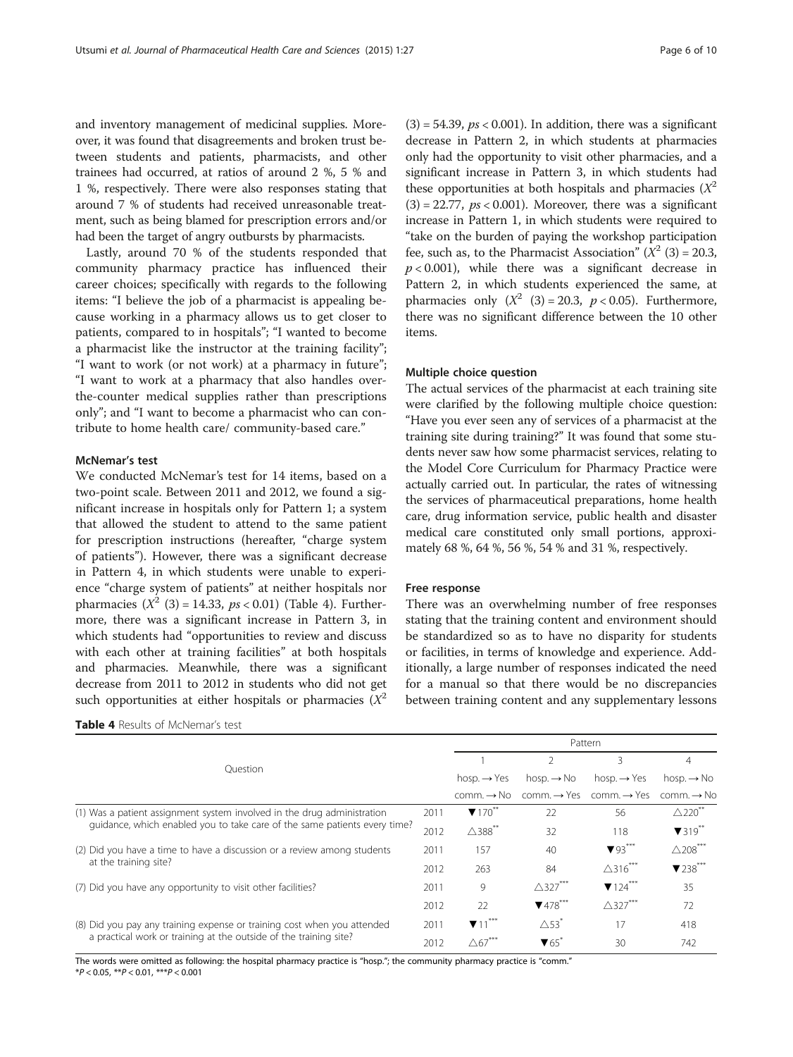and inventory management of medicinal supplies. Moreover, it was found that disagreements and broken trust between students and patients, pharmacists, and other trainees had occurred, at ratios of around 2 %, 5 % and 1 %, respectively. There were also responses stating that around 7 % of students had received unreasonable treatment, such as being blamed for prescription errors and/or had been the target of angry outbursts by pharmacists.

Lastly, around 70 % of the students responded that community pharmacy practice has influenced their career choices; specifically with regards to the following items: "I believe the job of a pharmacist is appealing because working in a pharmacy allows us to get closer to patients, compared to in hospitals"; "I wanted to become a pharmacist like the instructor at the training facility"; "I want to work (or not work) at a pharmacy in future"; "I want to work at a pharmacy that also handles over-the-counter medical supplies rather than prescriptions only"; and "I want to become a pharmacist who can contribute to home health care/ community-based care."

#### McNemar's test

We conducted McNemar's test for 14 items, based on a two-point scale. Between 2011 and 2012, we found a significant increase in hospitals only for Pattern 1; a system that allowed the student to attend to the same patient for prescription instructions (hereafter, "charge system of patients"). However, there was a significant decrease in Pattern 4, in which students were unable to experience "charge system of patients" at neither hospitals nor pharmacies ($X^2$ (3) = 14.33, *ps* < 0.01) (Table 4). Furthermore, there was a significant increase in Pattern 3, in which students had "opportunities to review and discuss with each other at training facilities" at both hospitals and pharmacies. Meanwhile, there was a significant decrease from 2011 to 2012 in students who did not get such opportunities at either hospitals or pharmacies ($X^2$ (3) = 54.39, *ps* < 0.001). In addition, there was a significant decrease in Pattern 2, in which students at pharmacies only had the opportunity to visit other pharmacies, and a significant increase in Pattern 3, in which students had these opportunities at both hospitals and pharmacies ($X^2$ (3) = 22.77, *ps* < 0.001). Moreover, there was a significant increase in Pattern 1, in which students were required to "take on the burden of paying the workshop participation fee, such as, to the Pharmacist Association" ($X^2$ (3) = 20.3, $p < 0.001$), while there was a significant decrease in Pattern 2, in which students experienced the same, at pharmacies only ($X^2$ (3) = 20.3, $p < 0.05$). Furthermore, there was no significant difference between the 10 other items.

#### Multiple choice question

The actual services of the pharmacist at each training site were clarified by the following multiple choice question: "Have you ever seen any of services of a pharmacist at the training site during training?" It was found that some students never saw how some pharmacist services, relating to the Model Core Curriculum for Pharmacy Practice were actually carried out. In particular, the rates of witnessing the services of pharmaceutical preparations, home health care, drug information service, public health and disaster medical care constituted only small portions, approximately 68 %, 64 %, 56 %, 54 % and 31 %, respectively.

#### Free response

There was an overwhelming number of free responses stating that the training content and environment should be standardized so as to have no disparity for students or facilities, in terms of knowledge and experience. Additionally, a large number of responses indicated the need for a manual so that there would be no discrepancies between training content and any supplementary lessons

**Table 4** Results of McNemar's test

| Question | | Pattern | | | |
|---|---|---|---|---|---|
| | | 1 | 2 | 3 | 4 |
| | | hosp. → Yes<br>comm. → No | hosp. → No<br>comm. → Yes | hosp. → Yes<br>comm. → Yes | hosp. → No<br>comm. → No |
| (1) Was a patient assignment system involved in the drug administration guidance, which enabled you to take care of the same patients every time? | 2011 | ▼170** | 22 | 56 | △220** |
| | 2012 | △388** | 32 | 118 | ▼319** |
| (2) Did you have a time to have a discussion or a review among students at the training site? | 2011 | 157 | 40 | ▼93*** | △208*** |
| | 2012 | 263 | 84 | △316*** | ▼238*** |
| (7) Did you have any opportunity to visit other facilities? | 2011 | 9 | △327*** | ▼124*** | 35 |
| | 2012 | 22 | ▼478*** | △327*** | 72 |
| (8) Did you pay any training expense or training cost when you attended a practical work or training at the outside of the training site? | 2011 | ▼11*** | △53* | 17 | 418 |
| | 2012 | △67*** | ▼65* | 30 | 742 |

The words were omitted as following: the hospital pharmacy practice is "hosp."; the community pharmacy practice is "comm."
*$P < 0.05$, **$P < 0.01$, ***$P < 0.001$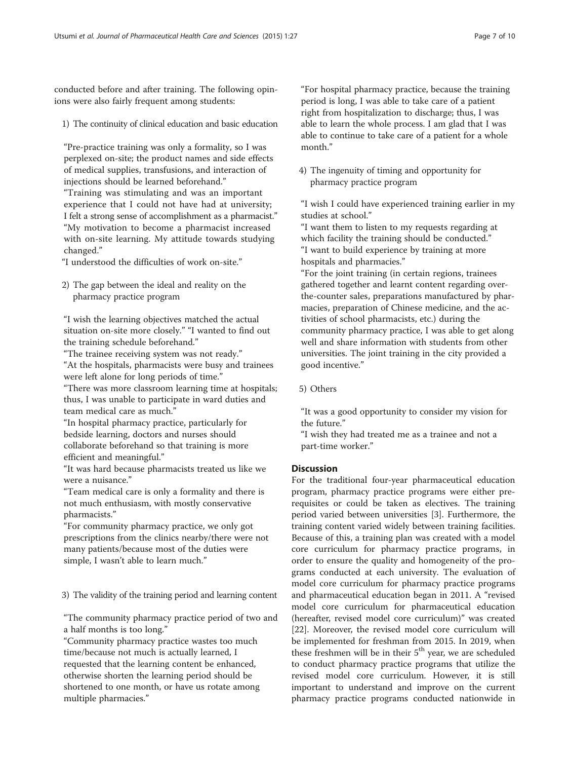conducted before and after training. The following opinions were also fairly frequent among students:

1) The continuity of clinical education and basic education

"Pre-practice training was only a formality, so I was perplexed on-site; the product names and side effects of medical supplies, transfusions, and interaction of injections should be learned beforehand."
"Training was stimulating and was an important experience that I could not have had at university; I felt a strong sense of accomplishment as a pharmacist."
"My motivation to become a pharmacist increased with on-site learning. My attitude towards studying changed."
"I understood the difficulties of work on-site."

2) The gap between the ideal and reality on the pharmacy practice program

"I wish the learning objectives matched the actual situation on-site more closely." "I wanted to find out the training schedule beforehand."
"The trainee receiving system was not ready."
"At the hospitals, pharmacists were busy and trainees were left alone for long periods of time."
"There was more classroom learning time at hospitals; thus, I was unable to participate in ward duties and team medical care as much."
"In hospital pharmacy practice, particularly for bedside learning, doctors and nurses should collaborate beforehand so that training is more efficient and meaningful."
"It was hard because pharmacists treated us like we were a nuisance."
"Team medical care is only a formality and there is not much enthusiasm, with mostly conservative pharmacists."
"For community pharmacy practice, we only got prescriptions from the clinics nearby/there were not many patients/because most of the duties were simple, I wasn't able to learn much."

3) The validity of the training period and learning content

"The community pharmacy practice period of two and a half months is too long."
"Community pharmacy practice wastes too much time/because not much is actually learned, I requested that the learning content be enhanced, otherwise shorten the learning period should be shortened to one month, or have us rotate among multiple pharmacies."
"For hospital pharmacy practice, because the training period is long, I was able to take care of a patient right from hospitalization to discharge; thus, I was able to learn the whole process. I am glad that I was able to continue to take care of a patient for a whole month."

4) The ingenuity of timing and opportunity for pharmacy practice program

"I wish I could have experienced training earlier in my studies at school."
"I want them to listen to my requests regarding at which facility the training should be conducted."
"I want to build experience by training at more hospitals and pharmacies."
"For the joint training (in certain regions, trainees gathered together and learnt content regarding over-the-counter sales, preparations manufactured by pharmacies, preparation of Chinese medicine, and the activities of school pharmacists, etc.) during the community pharmacy practice, I was able to get along well and share information with students from other universities. The joint training in the city provided a good incentive."

5) Others

"It was a good opportunity to consider my vision for the future."
"I wish they had treated me as a trainee and not a part-time worker."

## Discussion

For the traditional four-year pharmaceutical education program, pharmacy practice programs were either prerequisites or could be taken as electives. The training period varied between universities [3]. Furthermore, the training content varied widely between training facilities. Because of this, a training plan was created with a model core curriculum for pharmacy practice programs, in order to ensure the quality and homogeneity of the programs conducted at each university. The evaluation of model core curriculum for pharmacy practice programs and pharmaceutical education began in 2011. A "revised model core curriculum for pharmaceutical education (hereafter, revised model core curriculum)" was created [22]. Moreover, the revised model core curriculum will be implemented for freshman from 2015. In 2019, when these freshmen will be in their 5th year, we are scheduled to conduct pharmacy practice programs that utilize the revised model core curriculum. However, it is still important to understand and improve on the current pharmacy practice programs conducted nationwide in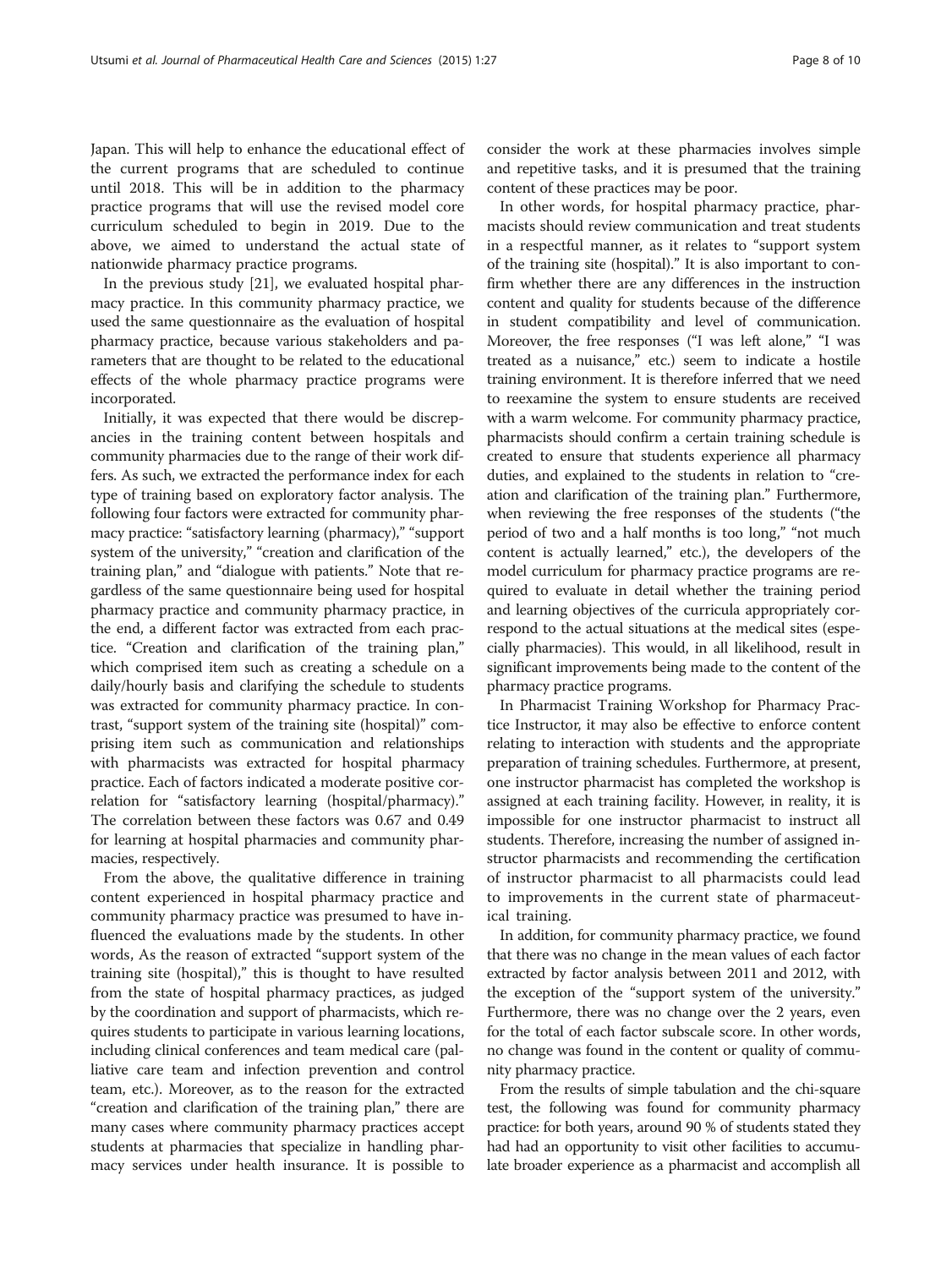Japan. This will help to enhance the educational effect of the current programs that are scheduled to continue until 2018. This will be in addition to the pharmacy practice programs that will use the revised model core curriculum scheduled to begin in 2019. Due to the above, we aimed to understand the actual state of nationwide pharmacy practice programs.

In the previous study [21], we evaluated hospital pharmacy practice. In this community pharmacy practice, we used the same questionnaire as the evaluation of hospital pharmacy practice, because various stakeholders and parameters that are thought to be related to the educational effects of the whole pharmacy practice programs were incorporated.

Initially, it was expected that there would be discrepancies in the training content between hospitals and community pharmacies due to the range of their work differs. As such, we extracted the performance index for each type of training based on exploratory factor analysis. The following four factors were extracted for community pharmacy practice: "satisfactory learning (pharmacy)," "support system of the university," "creation and clarification of the training plan," and "dialogue with patients." Note that regardless of the same questionnaire being used for hospital pharmacy practice and community pharmacy practice, in the end, a different factor was extracted from each practice. "Creation and clarification of the training plan," which comprised item such as creating a schedule on a daily/hourly basis and clarifying the schedule to students was extracted for community pharmacy practice. In contrast, "support system of the training site (hospital)" comprising item such as communication and relationships with pharmacists was extracted for hospital pharmacy practice. Each of factors indicated a moderate positive correlation for "satisfactory learning (hospital/pharmacy)." The correlation between these factors was 0.67 and 0.49 for learning at hospital pharmacies and community pharmacies, respectively.

From the above, the qualitative difference in training content experienced in hospital pharmacy practice and community pharmacy practice was presumed to have influenced the evaluations made by the students. In other words, As the reason of extracted "support system of the training site (hospital)," this is thought to have resulted from the state of hospital pharmacy practices, as judged by the coordination and support of pharmacists, which requires students to participate in various learning locations, including clinical conferences and team medical care (palliative care team and infection prevention and control team, etc.). Moreover, as to the reason for the extracted "creation and clarification of the training plan," there are many cases where community pharmacy practices accept students at pharmacies that specialize in handling pharmacy services under health insurance. It is possible to consider the work at these pharmacies involves simple and repetitive tasks, and it is presumed that the training content of these practices may be poor.

In other words, for hospital pharmacy practice, pharmacists should review communication and treat students in a respectful manner, as it relates to "support system of the training site (hospital)." It is also important to confirm whether there are any differences in the instruction content and quality for students because of the difference in student compatibility and level of communication. Moreover, the free responses ("I was left alone," "I was treated as a nuisance," etc.) seem to indicate a hostile training environment. It is therefore inferred that we need to reexamine the system to ensure students are received with a warm welcome. For community pharmacy practice, pharmacists should confirm a certain training schedule is created to ensure that students experience all pharmacy duties, and explained to the students in relation to "creation and clarification of the training plan." Furthermore, when reviewing the free responses of the students ("the period of two and a half months is too long," "not much content is actually learned," etc.), the developers of the model curriculum for pharmacy practice programs are required to evaluate in detail whether the training period and learning objectives of the curricula appropriately correspond to the actual situations at the medical sites (especially pharmacies). This would, in all likelihood, result in significant improvements being made to the content of the pharmacy practice programs.

In Pharmacist Training Workshop for Pharmacy Practice Instructor, it may also be effective to enforce content relating to interaction with students and the appropriate preparation of training schedules. Furthermore, at present, one instructor pharmacist has completed the workshop is assigned at each training facility. However, in reality, it is impossible for one instructor pharmacist to instruct all students. Therefore, increasing the number of assigned instructor pharmacists and recommending the certification of instructor pharmacist to all pharmacists could lead to improvements in the current state of pharmaceutical training.

In addition, for community pharmacy practice, we found that there was no change in the mean values of each factor extracted by factor analysis between 2011 and 2012, with the exception of the "support system of the university." Furthermore, there was no change over the 2 years, even for the total of each factor subscale score. In other words, no change was found in the content or quality of community pharmacy practice.

From the results of simple tabulation and the chi-square test, the following was found for community pharmacy practice: for both years, around 90 % of students stated they had had an opportunity to visit other facilities to accumulate broader experience as a pharmacist and accomplish all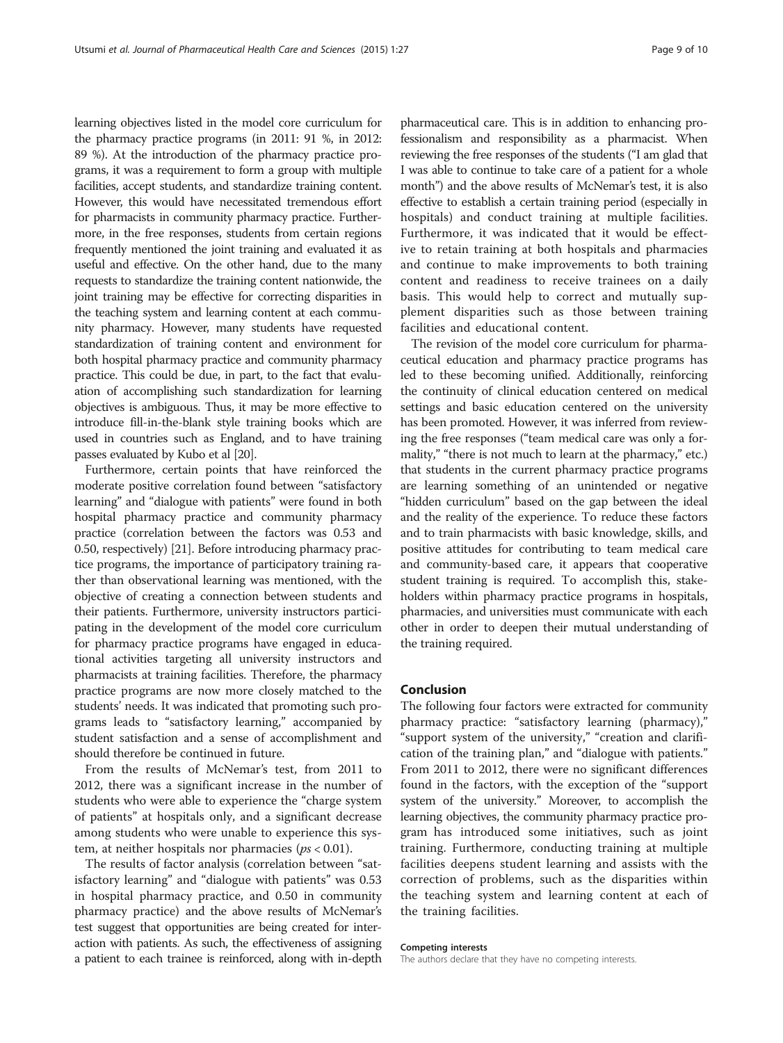learning objectives listed in the model core curriculum for the pharmacy practice programs (in 2011: 91 %, in 2012: 89 %). At the introduction of the pharmacy practice programs, it was a requirement to form a group with multiple facilities, accept students, and standardize training content. However, this would have necessitated tremendous effort for pharmacists in community pharmacy practice. Furthermore, in the free responses, students from certain regions frequently mentioned the joint training and evaluated it as useful and effective. On the other hand, due to the many requests to standardize the training content nationwide, the joint training may be effective for correcting disparities in the teaching system and learning content at each community pharmacy. However, many students have requested standardization of training content and environment for both hospital pharmacy practice and community pharmacy practice. This could be due, in part, to the fact that evaluation of accomplishing such standardization for learning objectives is ambiguous. Thus, it may be more effective to introduce fill-in-the-blank style training books which are used in countries such as England, and to have training passes evaluated by Kubo et al [20].

Furthermore, certain points that have reinforced the moderate positive correlation found between "satisfactory learning" and "dialogue with patients" were found in both hospital pharmacy practice and community pharmacy practice (correlation between the factors was 0.53 and 0.50, respectively) [21]. Before introducing pharmacy practice programs, the importance of participatory training rather than observational learning was mentioned, with the objective of creating a connection between students and their patients. Furthermore, university instructors participating in the development of the model core curriculum for pharmacy practice programs have engaged in educational activities targeting all university instructors and pharmacists at training facilities. Therefore, the pharmacy practice programs are now more closely matched to the students' needs. It was indicated that promoting such programs leads to "satisfactory learning," accompanied by student satisfaction and a sense of accomplishment and should therefore be continued in future.

From the results of McNemar's test, from 2011 to 2012, there was a significant increase in the number of students who were able to experience the "charge system of patients" at hospitals only, and a significant decrease among students who were unable to experience this system, at neither hospitals nor pharmacies ($ps < 0.01$).

The results of factor analysis (correlation between "satisfactory learning" and "dialogue with patients" was 0.53 in hospital pharmacy practice, and 0.50 in community pharmacy practice) and the above results of McNemar's test suggest that opportunities are being created for interaction with patients. As such, the effectiveness of assigning a patient to each trainee is reinforced, along with in-depth pharmaceutical care. This is in addition to enhancing professionalism and responsibility as a pharmacist. When reviewing the free responses of the students ("I am glad that I was able to continue to take care of a patient for a whole month") and the above results of McNemar's test, it is also effective to establish a certain training period (especially in hospitals) and conduct training at multiple facilities. Furthermore, it was indicated that it would be effective to retain training at both hospitals and pharmacies and continue to make improvements to both training content and readiness to receive trainees on a daily basis. This would help to correct and mutually supplement disparities such as those between training facilities and educational content.

The revision of the model core curriculum for pharmaceutical education and pharmacy practice programs has led to these becoming unified. Additionally, reinforcing the continuity of clinical education centered on medical settings and basic education centered on the university has been promoted. However, it was inferred from reviewing the free responses ("team medical care was only a formality," "there is not much to learn at the pharmacy," etc.) that students in the current pharmacy practice programs are learning something of an unintended or negative "hidden curriculum" based on the gap between the ideal and the reality of the experience. To reduce these factors and to train pharmacists with basic knowledge, skills, and positive attitudes for contributing to team medical care and community-based care, it appears that cooperative student training is required. To accomplish this, stakeholders within pharmacy practice programs in hospitals, pharmacies, and universities must communicate with each other in order to deepen their mutual understanding of the training required.

## Conclusion

The following four factors were extracted for community pharmacy practice: "satisfactory learning (pharmacy)," "support system of the university," "creation and clarification of the training plan," and "dialogue with patients." From 2011 to 2012, there were no significant differences found in the factors, with the exception of the "support system of the university." Moreover, to accomplish the learning objectives, the community pharmacy practice program has introduced some initiatives, such as joint training. Furthermore, conducting training at multiple facilities deepens student learning and assists with the correction of problems, such as the disparities within the teaching system and learning content at each of the training facilities.

#### Competing interests

The authors declare that they have no competing interests.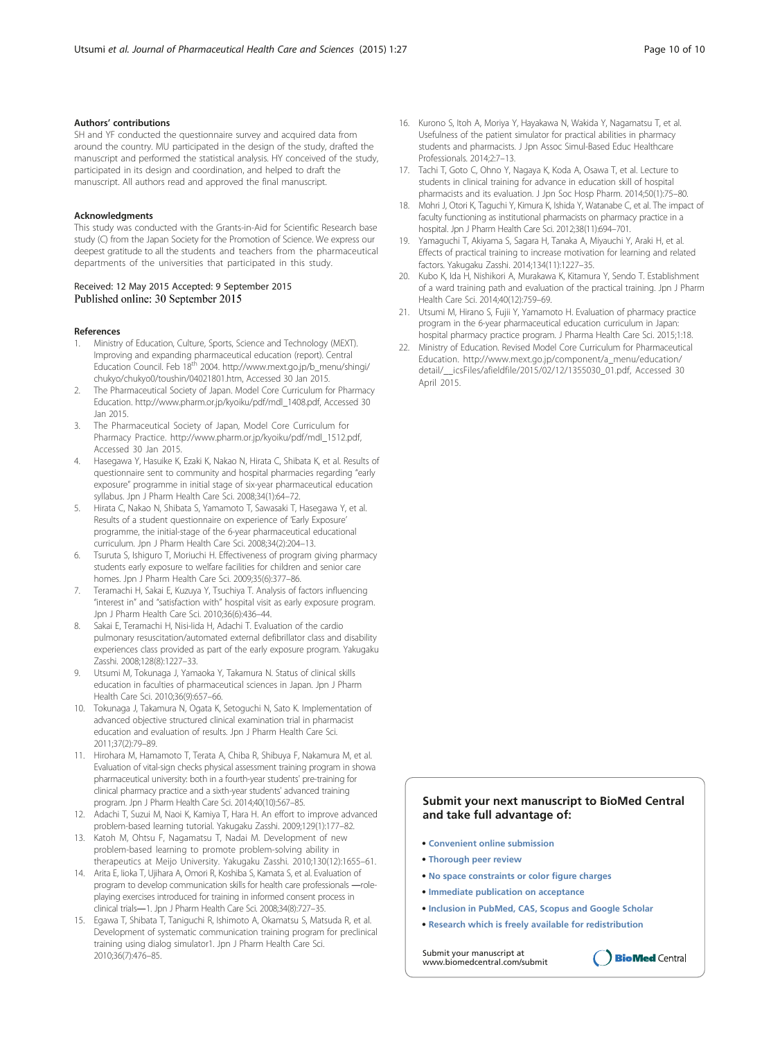#### Authors' contributions

SH and YF conducted the questionnaire survey and acquired data from around the country. MU participated in the design of the study, drafted the manuscript and performed the statistical analysis. HY conceived of the study, participated in its design and coordination, and helped to draft the manuscript. All authors read and approved the final manuscript.

#### Acknowledgments

This study was conducted with the Grants-in-Aid for Scientific Research base study (C) from the Japan Society for the Promotion of Science. We express our deepest gratitude to all the students and teachers from the pharmaceutical departments of the universities that participated in this study.

Received: 12 May 2015 Accepted: 9 September 2015
Published online: 30 September 2015

#### References

1. Ministry of Education, Culture, Sports, Science and Technology (MEXT). Improving and expanding pharmaceutical education (report). Central Education Council. Feb 18th 2004. http://www.mext.go.jp/b_menu/shingi/chukyo/chukyo0/toushin/04021801.htm, Accessed 30 Jan 2015.
2. The Pharmaceutical Society of Japan. Model Core Curriculum for Pharmacy Education. http://www.pharm.or.jp/kyoiku/pdf/mdl_1408.pdf, Accessed 30 Jan 2015.
3. The Pharmaceutical Society of Japan, Model Core Curriculum for Pharmacy Practice. http://www.pharm.or.jp/kyoiku/pdf/mdl_1512.pdf, Accessed 30 Jan 2015.
4. Hasegawa Y, Hasuike K, Ezaki K, Nakao N, Hirata C, Shibata K, et al. Results of questionnaire sent to community and hospital pharmacies regarding "early exposure" programme in initial stage of six-year pharmaceutical education syllabus. Jpn J Pharm Health Care Sci. 2008;34(1):64–72.
5. Hirata C, Nakao N, Shibata S, Yamamoto T, Sawasaki T, Hasegawa Y, et al. Results of a student questionnaire on experience of 'Early Exposure' programme, the initial-stage of the 6-year pharmaceutical educational curriculum. Jpn J Pharm Health Care Sci. 2008;34(2):204–13.
6. Tsuruta S, Ishiguro T, Moriuchi H. Effectiveness of program giving pharmacy students early exposure to welfare facilities for children and senior care homes. Jpn J Pharm Health Care Sci. 2009;35(6):377–86.
7. Teramachi H, Sakai E, Kuzuya Y, Tsuchiya T. Analysis of factors influencing "interest in" and "satisfaction with" hospital visit as early exposure program. Jpn J Pharm Health Care Sci. 2010;36(6):436–44.
8. Sakai E, Teramachi H, Nisi-Iida H, Adachi T. Evaluation of the cardio pulmonary resuscitation/automated external defibrillator class and disability experiences class provided as part of the early exposure program. Yakugaku Zasshi. 2008;128(8):1227–33.
9. Utsumi M, Tokunaga J, Yamaoka Y, Takamura N. Status of clinical skills education in faculties of pharmaceutical sciences in Japan. Jpn J Pharm Health Care Sci. 2010;36(9):657–66.
10. Tokunaga J, Takamura N, Ogata K, Setoguchi N, Sato K. Implementation of advanced objective structured clinical examination trial in pharmacist education and evaluation of results. Jpn J Pharm Health Care Sci. 2011;37(2):79–89.
11. Hirohara M, Hamamoto T, Terata A, Chiba R, Shibuya F, Nakamura M, et al. Evaluation of vital-sign checks physical assessment training program in showa pharmaceutical university: both in a fourth-year students' pre-training for clinical pharmacy practice and a sixth-year students' advanced training program. Jpn J Pharm Health Care Sci. 2014;40(10):567–85.
12. Adachi T, Suzui M, Naoi K, Kamiya T, Hara H. An effort to improve advanced problem-based learning tutorial. Yakugaku Zasshi. 2009;129(1):177–82.
13. Katoh M, Ohtsu F, Nagamatsu T, Nadai M. Development of new problem-based learning to promote problem-solving ability in therapeutics at Meijo University. Yakugaku Zasshi. 2010;130(12):1655–61.
14. Arita E, Iioka T, Ujihara A, Omori R, Koshiba S, Kamata S, et al. Evaluation of program to develop communication skills for health care professionals —role-playing exercises introduced for training in informed consent process in clinical trials—1. Jpn J Pharm Health Care Sci. 2008;34(8):727–35.
15. Egawa T, Shibata T, Taniguchi R, Ishimoto A, Okamatsu S, Matsuda R, et al. Development of systematic communication training program for preclinical training using dialog simulator1. Jpn J Pharm Health Care Sci. 2010;36(7):476–85.
16. Kurono S, Itoh A, Moriya Y, Hayakawa N, Wakida Y, Nagamatsu T, et al. Usefulness of the patient simulator for practical abilities in pharmacy students and pharmacists. J Jpn Assoc Simul-Based Educ Healthcare Professionals. 2014;2:7–13.
17. Tachi T, Goto C, Ohno Y, Nagaya K, Koda A, Osawa T, et al. Lecture to students in clinical training for advance in education skill of hospital pharmacists and its evaluation. J Jpn Soc Hosp Pharm. 2014;50(1):75–80.
18. Mohri J, Otori K, Taguchi Y, Kimura K, Ishida Y, Watanabe C, et al. The impact of faculty functioning as institutional pharmacists on pharmacy practice in a hospital. Jpn J Pharm Health Care Sci. 2012;38(11):694–701.
19. Yamaguchi T, Akiyama S, Sagara H, Tanaka A, Miyauchi Y, Araki H, et al. Effects of practical training to increase motivation for learning and related factors. Yakugaku Zasshi. 2014;134(11):1227–35.
20. Kubo K, Ida H, Nishikori A, Murakawa K, Kitamura Y, Sendo T. Establishment of a ward training path and evaluation of the practical training. Jpn J Pharm Health Care Sci. 2014;40(12):759–69.
21. Utsumi M, Hirano S, Fujii Y, Yamamoto H. Evaluation of pharmacy practice program in the 6-year pharmaceutical education curriculum in Japan: hospital pharmacy practice program. J Pharma Health Care Sci. 2015;1:18.
22. Ministry of Education. Revised Model Core Curriculum for Pharmaceutical Education. http://www.mext.go.jp/component/a_menu/education/detail/__icsFiles/afieldfile/2015/02/12/1355030_01.pdf, Accessed 30 April 2015.

**Submit your next manuscript to BioMed Central and take full advantage of:**

- **Convenient online submission**
- **Thorough peer review**
- **No space constraints or color figure charges**
- **Immediate publication on acceptance**
- **Inclusion in PubMed, CAS, Scopus and Google Scholar**
- **Research which is freely available for redistribution**

Submit your manuscript at
www.biomedcentral.com/submit

BioMed Central